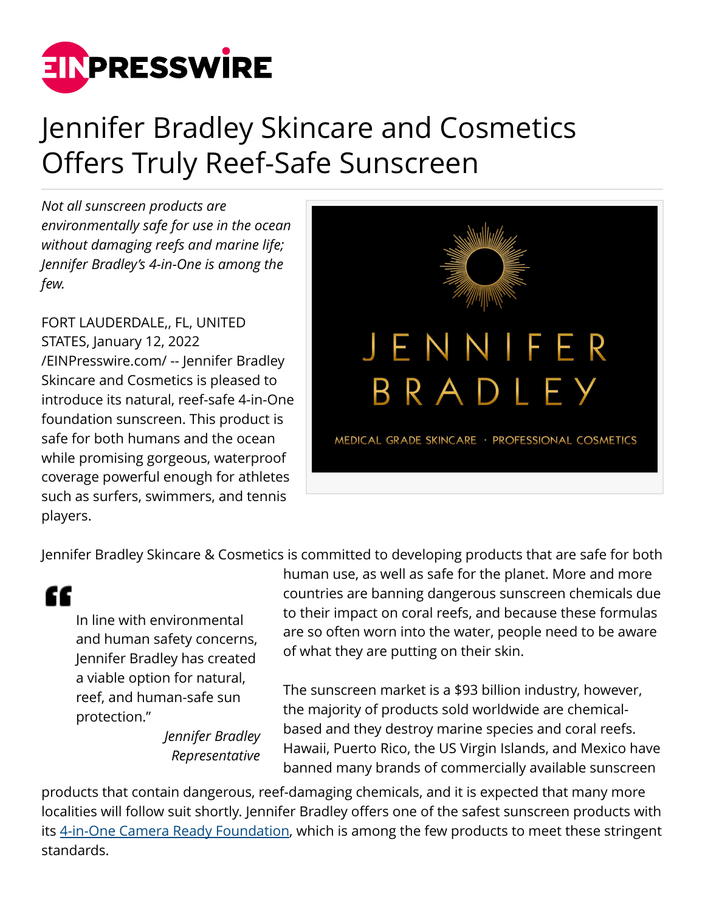# Jennifer Bradley Skincare and Cosmetics Offers Truly Reef-Safe Sunscreen

*Not all sunscreen products are environmentally safe for use in the ocean without damaging reefs and marine life; Jennifer Bradley's 4-in-One is among the few.*

FORT LAUDERDALE,, FL, UNITED STATES, January 12, 2022 /EINPresswire.com/ -- Jennifer Bradley Skincare and Cosmetics is pleased to introduce its natural, reef-safe 4-in-One foundation sunscreen. This product is safe for both humans and the ocean while promising gorgeous, waterproof coverage powerful enough for athletes such as surfers, swimmers, and tennis players.

Jennifer Bradley Skincare & Cosmetics is committed to developing products that are safe for both human use, as well as safe for the planet. More and more countries are banning dangerous sunscreen chemicals due to their impact on coral reefs, and because these formulas are so often worn into the water, people need to be aware of what they are putting on their skin.

> In line with environmental and human safety concerns, Jennifer Bradley has created a viable option for natural, reef, and human-safe sun protection."
>
> *Jennifer Bradley Representative*

The sunscreen market is a $93 billion industry, however, the majority of products sold worldwide are chemical-based and they destroy marine species and coral reefs. Hawaii, Puerto Rico, the US Virgin Islands, and Mexico have banned many brands of commercially available sunscreen products that contain dangerous, reef-damaging chemicals, and it is expected that many more localities will follow suit shortly. Jennifer Bradley offers one of the safest sunscreen products with its [4-in-One Camera Ready Foundation](), which is among the few products to meet these stringent standards.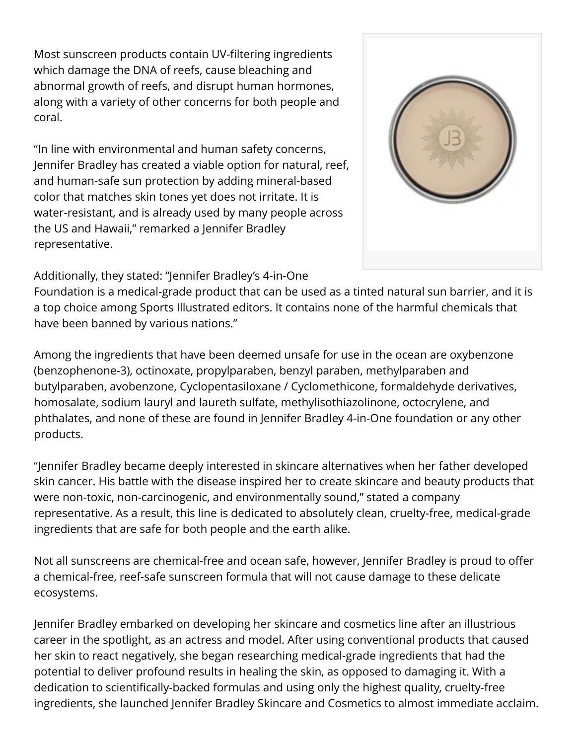Most sunscreen products contain UV-filtering ingredients which damage the DNA of reefs, cause bleaching and abnormal growth of reefs, and disrupt human hormones, along with a variety of other concerns for both people and coral.

"In line with environmental and human safety concerns, Jennifer Bradley has created a viable option for natural, reef, and human-safe sun protection by adding mineral-based color that matches skin tones yet does not irritate. It is water-resistant, and is already used by many people across the US and Hawaii," remarked a Jennifer Bradley representative.

Additionally, they stated: "Jennifer Bradley's 4-in-One Foundation is a medical-grade product that can be used as a tinted natural sun barrier, and it is a top choice among Sports Illustrated editors. It contains none of the harmful chemicals that have been banned by various nations."

Among the ingredients that have been deemed unsafe for use in the ocean are oxybenzone (benzophenone-3), octinoxate, propylparaben, benzyl paraben, methylparaben and butylparaben, avobenzone, Cyclopentasiloxane / Cyclomethicone, formaldehyde derivatives, homosalate, sodium lauryl and laureth sulfate, methylisothiazolinone, octocrylene, and phthalates, and none of these are found in Jennifer Bradley 4-in-One foundation or any other products.

"Jennifer Bradley became deeply interested in skincare alternatives when her father developed skin cancer. His battle with the disease inspired her to create skincare and beauty products that were non-toxic, non-carcinogenic, and environmentally sound," stated a company representative. As a result, this line is dedicated to absolutely clean, cruelty-free, medical-grade ingredients that are safe for both people and the earth alike.

Not all sunscreens are chemical-free and ocean safe, however, Jennifer Bradley is proud to offer a chemical-free, reef-safe sunscreen formula that will not cause damage to these delicate ecosystems.

Jennifer Bradley embarked on developing her skincare and cosmetics line after an illustrious career in the spotlight, as an actress and model. After using conventional products that caused her skin to react negatively, she began researching medical-grade ingredients that had the potential to deliver profound results in healing the skin, as opposed to damaging it. With a dedication to scientifically-backed formulas and using only the highest quality, cruelty-free ingredients, she launched Jennifer Bradley Skincare and Cosmetics to almost immediate acclaim.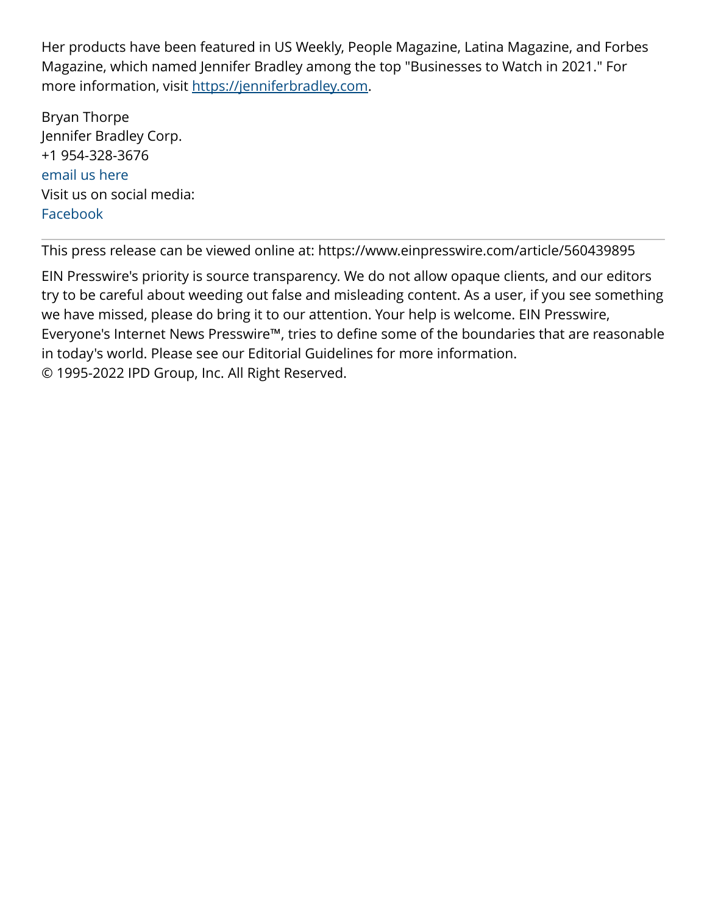Her products have been featured in US Weekly, People Magazine, Latina Magazine, and Forbes Magazine, which named Jennifer Bradley among the top "Businesses to Watch in 2021." For more information, visit https://jenniferbradley.com.

Bryan Thorpe
Jennifer Bradley Corp.
+1 954-328-3676
email us here
Visit us on social media:
Facebook

---

This press release can be viewed online at: https://www.einpresswire.com/article/560439895

EIN Presswire's priority is source transparency. We do not allow opaque clients, and our editors try to be careful about weeding out false and misleading content. As a user, if you see something we have missed, please do bring it to our attention. Your help is welcome. EIN Presswire, Everyone's Internet News Presswire™, tries to define some of the boundaries that are reasonable in today's world. Please see our Editorial Guidelines for more information.
© 1995-2022 IPD Group, Inc. All Right Reserved.